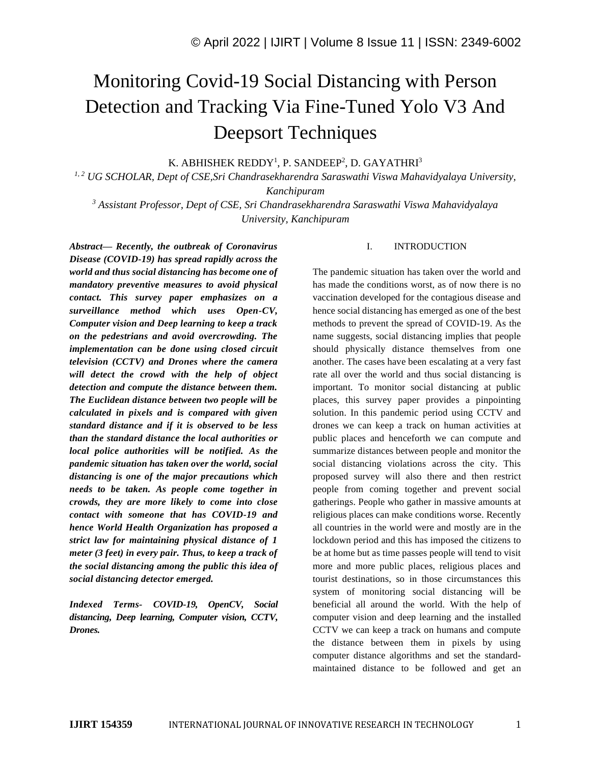# Monitoring Covid-19 Social Distancing with Person Detection and Tracking Via Fine-Tuned Yolo V3 And Deepsort Techniques

K. ABHISHEK REDDY[1], P. SANDEEP[2], D. GAYATHRI[3]

*[1, 2] UG SCHOLAR, Dept of CSE,Sri Chandrasekharendra Saraswathi Viswa Mahavidyalaya University, Kanchipuram*

*[3] Assistant Professor, Dept of CSE, Sri Chandrasekharendra Saraswathi Viswa Mahavidyalaya University, Kanchipuram*

***Abstract— Recently, the outbreak of Coronavirus Disease (COVID-19) has spread rapidly across the world and thus social distancing has become one of mandatory preventive measures to avoid physical contact. This survey paper emphasizes on a surveillance method which uses Open-CV, Computer vision and Deep learning to keep a track on the pedestrians and avoid overcrowding. The implementation can be done using closed circuit television (CCTV) and Drones where the camera will detect the crowd with the help of object detection and compute the distance between them. The Euclidean distance between two people will be calculated in pixels and is compared with given standard distance and if it is observed to be less than the standard distance the local authorities or local police authorities will be notified. As the pandemic situation has taken over the world, social distancing is one of the major precautions which needs to be taken. As people come together in crowds, they are more likely to come into close contact with someone that has COVID-19 and hence World Health Organization has proposed a strict law for maintaining physical distance of 1 meter (3 feet) in every pair. Thus, to keep a track of the social distancing among the public this idea of social distancing detector emerged.***

***Indexed Terms- COVID-19, OpenCV, Social distancing, Deep learning, Computer vision, CCTV, Drones.***

## I. INTRODUCTION

The pandemic situation has taken over the world and has made the conditions worst, as of now there is no vaccination developed for the contagious disease and hence social distancing has emerged as one of the best methods to prevent the spread of COVID-19. As the name suggests, social distancing implies that people should physically distance themselves from one another. The cases have been escalating at a very fast rate all over the world and thus social distancing is important. To monitor social distancing at public places, this survey paper provides a pinpointing solution. In this pandemic period using CCTV and drones we can keep a track on human activities at public places and henceforth we can compute and summarize distances between people and monitor the social distancing violations across the city. This proposed survey will also there and then restrict people from coming together and prevent social gatherings. People who gather in massive amounts at religious places can make conditions worse. Recently all countries in the world were and mostly are in the lockdown period and this has imposed the citizens to be at home but as time passes people will tend to visit more and more public places, religious places and tourist destinations, so in those circumstances this system of monitoring social distancing will be beneficial all around the world. With the help of computer vision and deep learning and the installed CCTV we can keep a track on humans and compute the distance between them in pixels by using computer distance algorithms and set the standard-maintained distance to be followed and get an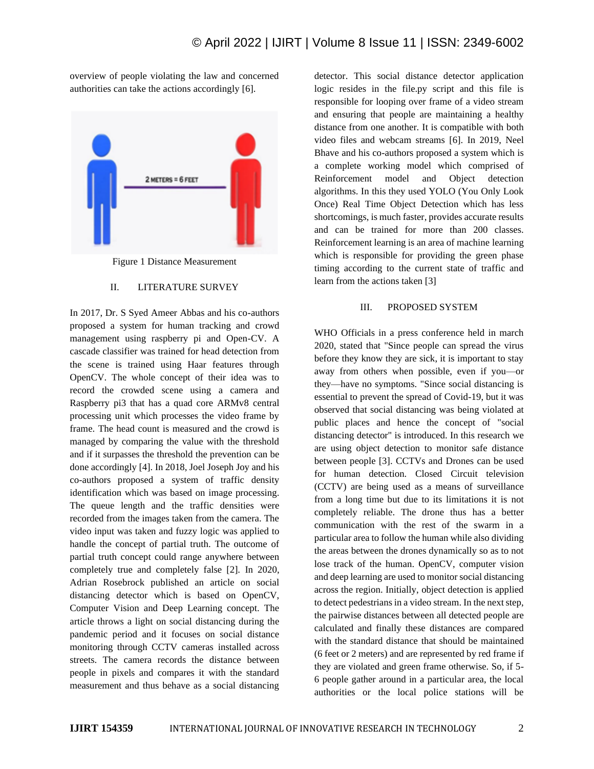overview of people violating the law and concerned authorities can take the actions accordingly [6].

2 METERS = 6 FEET

Figure 1 Distance Measurement

## II. LITERATURE SURVEY

In 2017, Dr. S Syed Ameer Abbas and his co-authors proposed a system for human tracking and crowd management using raspberry pi and Open-CV. A cascade classifier was trained for head detection from the scene is trained using Haar features through OpenCV. The whole concept of their idea was to record the crowded scene using a camera and Raspberry pi3 that has a quad core ARMv8 central processing unit which processes the video frame by frame. The head count is measured and the crowd is managed by comparing the value with the threshold and if it surpasses the threshold the prevention can be done accordingly [4]. In 2018, Joel Joseph Joy and his co-authors proposed a system of traffic density identification which was based on image processing. The queue length and the traffic densities were recorded from the images taken from the camera. The video input was taken and fuzzy logic was applied to handle the concept of partial truth. The outcome of partial truth concept could range anywhere between completely true and completely false [2]. In 2020, Adrian Rosebrock published an article on social distancing detector which is based on OpenCV, Computer Vision and Deep Learning concept. The article throws a light on social distancing during the pandemic period and it focuses on social distance monitoring through CCTV cameras installed across streets. The camera records the distance between people in pixels and compares it with the standard measurement and thus behave as a social distancing detector. This social distance detector application logic resides in the file.py script and this file is responsible for looping over frame of a video stream and ensuring that people are maintaining a healthy distance from one another. It is compatible with both video files and webcam streams [6]. In 2019, Neel Bhave and his co-authors proposed a system which is a complete working model which comprised of Reinforcement model and Object detection algorithms. In this they used YOLO (You Only Look Once) Real Time Object Detection which has less shortcomings, is much faster, provides accurate results and can be trained for more than 200 classes. Reinforcement learning is an area of machine learning which is responsible for providing the green phase timing according to the current state of traffic and learn from the actions taken [3]

## III. PROPOSED SYSTEM

WHO Officials in a press conference held in march 2020, stated that "Since people can spread the virus before they know they are sick, it is important to stay away from others when possible, even if you—or they—have no symptoms. "Since social distancing is essential to prevent the spread of Covid-19, but it was observed that social distancing was being violated at public places and hence the concept of "social distancing detector" is introduced. In this research we are using object detection to monitor safe distance between people [3]. CCTVs and Drones can be used for human detection. Closed Circuit television (CCTV) are being used as a means of surveillance from a long time but due to its limitations it is not completely reliable. The drone thus has a better communication with the rest of the swarm in a particular area to follow the human while also dividing the areas between the drones dynamically so as to not lose track of the human. OpenCV, computer vision and deep learning are used to monitor social distancing across the region. Initially, object detection is applied to detect pedestrians in a video stream. In the next step, the pairwise distances between all detected people are calculated and finally these distances are compared with the standard distance that should be maintained (6 feet or 2 meters) and are represented by red frame if they are violated and green frame otherwise. So, if 5-6 people gather around in a particular area, the local authorities or the local police stations will be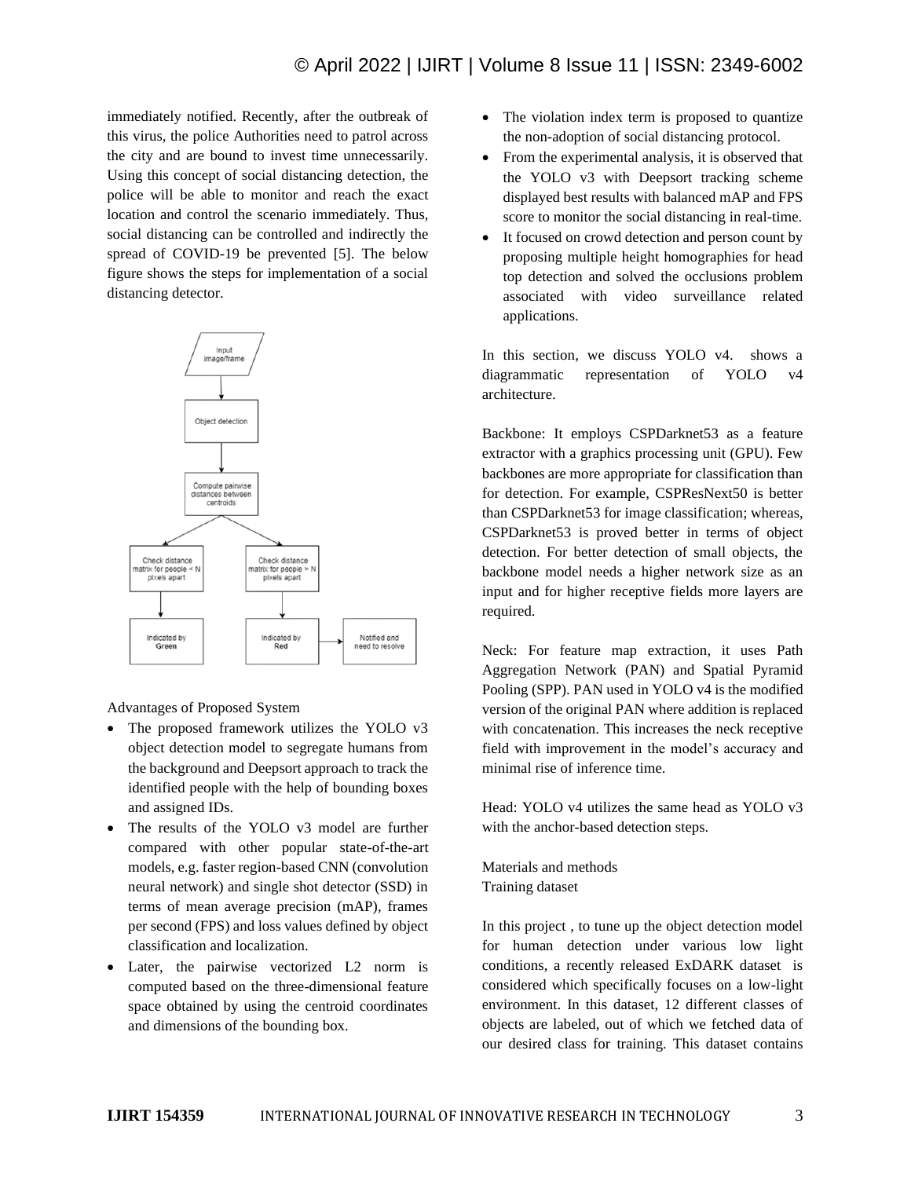immediately notified. Recently, after the outbreak of this virus, the police Authorities need to patrol across the city and are bound to invest time unnecessarily. Using this concept of social distancing detection, the police will be able to monitor and reach the exact location and control the scenario immediately. Thus, social distancing can be controlled and indirectly the spread of COVID-19 be prevented [5]. The below figure shows the steps for implementation of a social distancing detector.

Input image/frame

Object detection

Compute pairwise distances between centroids

Check distance matrix for people < N pixels apart

Check distance matrix for people > N pixels apart

Indicated by **Green**

Indicated by **Red**

Notified and need to resolve

Advantages of Proposed System

- The proposed framework utilizes the YOLO v3 object detection model to segregate humans from the background and Deepsort approach to track the identified people with the help of bounding boxes and assigned IDs.
- The results of the YOLO v3 model are further compared with other popular state-of-the-art models, e.g. faster region-based CNN (convolution neural network) and single shot detector (SSD) in terms of mean average precision (mAP), frames per second (FPS) and loss values defined by object classification and localization.
- Later, the pairwise vectorized L2 norm is computed based on the three-dimensional feature space obtained by using the centroid coordinates and dimensions of the bounding box.
- The violation index term is proposed to quantize the non-adoption of social distancing protocol.
- From the experimental analysis, it is observed that the YOLO v3 with Deepsort tracking scheme displayed best results with balanced mAP and FPS score to monitor the social distancing in real-time.
- It focused on crowd detection and person count by proposing multiple height homographies for head top detection and solved the occlusions problem associated with video surveillance related applications.

In this section, we discuss YOLO v4. shows a diagrammatic representation of YOLO v4 architecture.

Backbone: It employs CSPDarknet53 as a feature extractor with a graphics processing unit (GPU). Few backbones are more appropriate for classification than for detection. For example, CSPResNext50 is better than CSPDarknet53 for image classification; whereas, CSPDarknet53 is proved better in terms of object detection. For better detection of small objects, the backbone model needs a higher network size as an input and for higher receptive fields more layers are required.

Neck: For feature map extraction, it uses Path Aggregation Network (PAN) and Spatial Pyramid Pooling (SPP). PAN used in YOLO v4 is the modified version of the original PAN where addition is replaced with concatenation. This increases the neck receptive field with improvement in the model's accuracy and minimal rise of inference time.

Head: YOLO v4 utilizes the same head as YOLO v3 with the anchor-based detection steps.

Materials and methods

Training dataset

In this project , to tune up the object detection model for human detection under various low light conditions, a recently released ExDARK dataset is considered which specifically focuses on a low-light environment. In this dataset, 12 different classes of objects are labeled, out of which we fetched data of our desired class for training. This dataset contains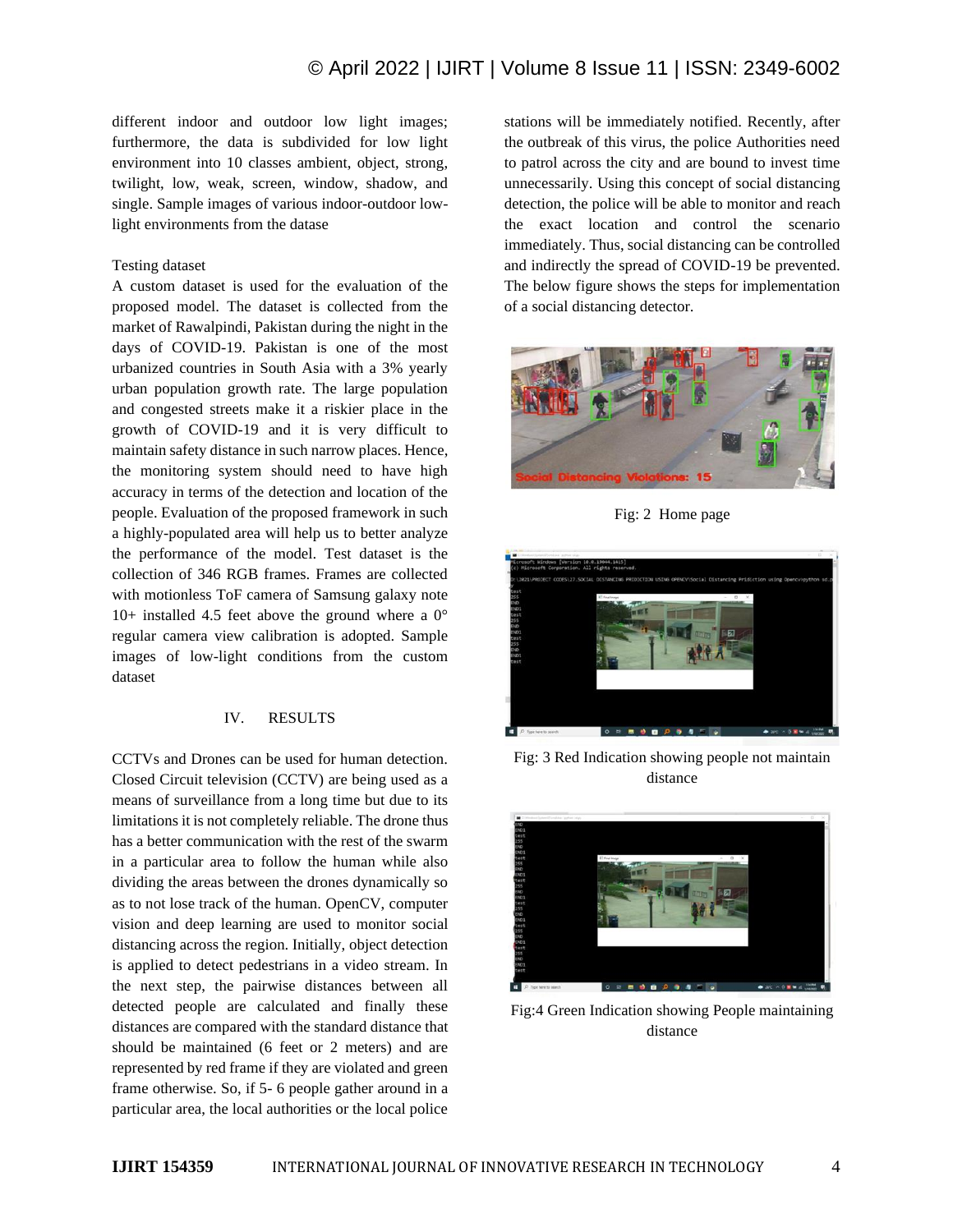different indoor and outdoor low light images; furthermore, the data is subdivided for low light environment into 10 classes ambient, object, strong, twilight, low, weak, screen, window, shadow, and single. Sample images of various indoor-outdoor low-light environments from the datase

Testing dataset

A custom dataset is used for the evaluation of the proposed model. The dataset is collected from the market of Rawalpindi, Pakistan during the night in the days of COVID-19. Pakistan is one of the most urbanized countries in South Asia with a 3% yearly urban population growth rate. The large population and congested streets make it a riskier place in the growth of COVID-19 and it is very difficult to maintain safety distance in such narrow places. Hence, the monitoring system should need to have high accuracy in terms of the detection and location of the people. Evaluation of the proposed framework in such a highly-populated area will help us to better analyze the performance of the model. Test dataset is the collection of 346 RGB frames. Frames are collected with motionless ToF camera of Samsung galaxy note 10+ installed 4.5 feet above the ground where a 0° regular camera view calibration is adopted. Sample images of low-light conditions from the custom dataset

## IV. RESULTS

CCTVs and Drones can be used for human detection. Closed Circuit television (CCTV) are being used as a means of surveillance from a long time but due to its limitations it is not completely reliable. The drone thus has a better communication with the rest of the swarm in a particular area to follow the human while also dividing the areas between the drones dynamically so as to not lose track of the human. OpenCV, computer vision and deep learning are used to monitor social distancing across the region. Initially, object detection is applied to detect pedestrians in a video stream. In the next step, the pairwise distances between all detected people are calculated and finally these distances are compared with the standard distance that should be maintained (6 feet or 2 meters) and are represented by red frame if they are violated and green frame otherwise. So, if 5- 6 people gather around in a particular area, the local authorities or the local police stations will be immediately notified. Recently, after the outbreak of this virus, the police Authorities need to patrol across the city and are bound to invest time unnecessarily. Using this concept of social distancing detection, the police will be able to monitor and reach the exact location and control the scenario immediately. Thus, social distancing can be controlled and indirectly the spread of COVID-19 be prevented. The below figure shows the steps for implementation of a social distancing detector.

Fig: 2 Home page

Fig: 3 Red Indication showing people not maintain distance

Fig:4 Green Indication showing People maintaining distance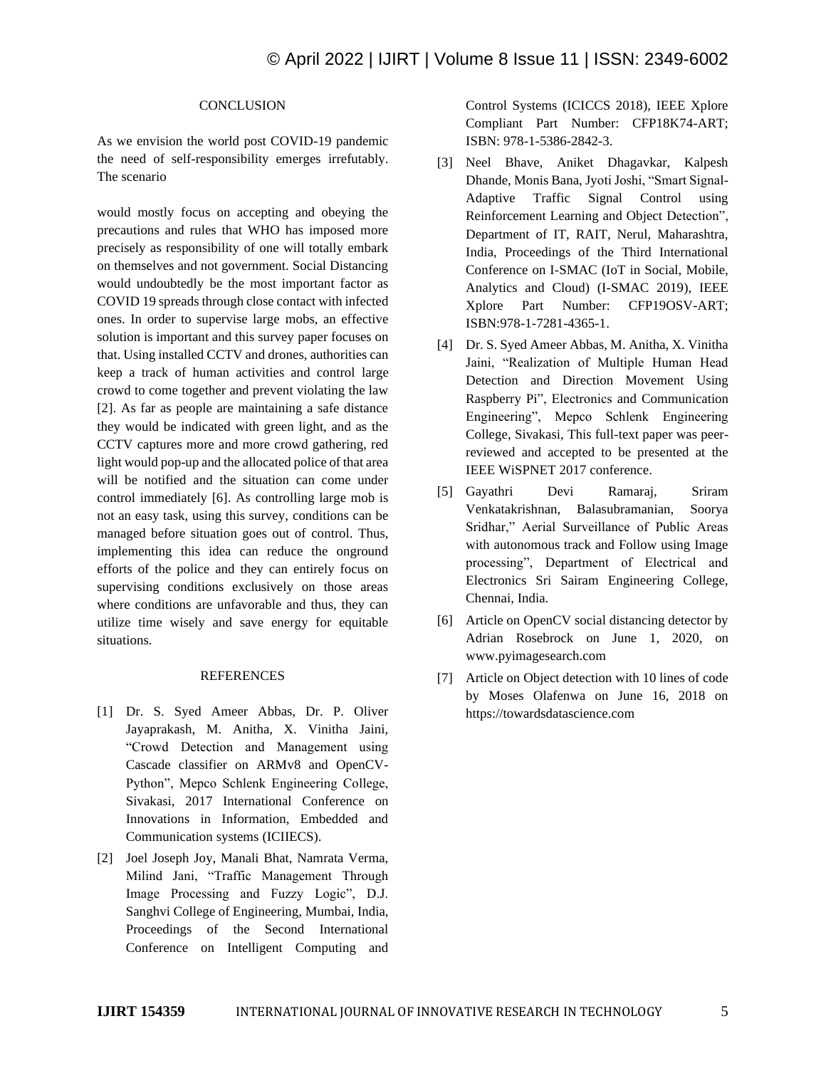## CONCLUSION

As we envision the world post COVID-19 pandemic the need of self-responsibility emerges irrefutably. The scenario

would mostly focus on accepting and obeying the precautions and rules that WHO has imposed more precisely as responsibility of one will totally embark on themselves and not government. Social Distancing would undoubtedly be the most important factor as COVID 19 spreads through close contact with infected ones. In order to supervise large mobs, an effective solution is important and this survey paper focuses on that. Using installed CCTV and drones, authorities can keep a track of human activities and control large crowd to come together and prevent violating the law [2]. As far as people are maintaining a safe distance they would be indicated with green light, and as the CCTV captures more and more crowd gathering, red light would pop-up and the allocated police of that area will be notified and the situation can come under control immediately [6]. As controlling large mob is not an easy task, using this survey, conditions can be managed before situation goes out of control. Thus, implementing this idea can reduce the onground efforts of the police and they can entirely focus on supervising conditions exclusively on those areas where conditions are unfavorable and thus, they can utilize time wisely and save energy for equitable situations.

## REFERENCES

[1] Dr. S. Syed Ameer Abbas, Dr. P. Oliver Jayaprakash, M. Anitha, X. Vinitha Jaini, "Crowd Detection and Management using Cascade classifier on ARMv8 and OpenCV-Python", Mepco Schlenk Engineering College, Sivakasi, 2017 International Conference on Innovations in Information, Embedded and Communication systems (ICIIECS).

[2] Joel Joseph Joy, Manali Bhat, Namrata Verma, Milind Jani, "Traffic Management Through Image Processing and Fuzzy Logic", D.J. Sanghvi College of Engineering, Mumbai, India, Proceedings of the Second International Conference on Intelligent Computing and Control Systems (ICICCS 2018), IEEE Xplore Compliant Part Number: CFP18K74-ART; ISBN: 978-1-5386-2842-3.

[3] Neel Bhave, Aniket Dhagavkar, Kalpesh Dhande, Monis Bana, Jyoti Joshi, "Smart Signal-Adaptive Traffic Signal Control using Reinforcement Learning and Object Detection", Department of IT, RAIT, Nerul, Maharashtra, India, Proceedings of the Third International Conference on I-SMAC (IoT in Social, Mobile, Analytics and Cloud) (I-SMAC 2019), IEEE Xplore Part Number: CFP19OSV-ART; ISBN:978-1-7281-4365-1.

[4] Dr. S. Syed Ameer Abbas, M. Anitha, X. Vinitha Jaini, "Realization of Multiple Human Head Detection and Direction Movement Using Raspberry Pi", Electronics and Communication Engineering", Mepco Schlenk Engineering College, Sivakasi, This full-text paper was peer-reviewed and accepted to be presented at the IEEE WiSPNET 2017 conference.

[5] Gayathri Devi Ramaraj, Sriram Venkatakrishnan, Balasubramanian, Soorya Sridhar," Aerial Surveillance of Public Areas with autonomous track and Follow using Image processing", Department of Electrical and Electronics Sri Sairam Engineering College, Chennai, India.

[6] Article on OpenCV social distancing detector by Adrian Rosebrock on June 1, 2020, on www.pyimagesearch.com

[7] Article on Object detection with 10 lines of code by Moses Olafenwa on June 16, 2018 on https://towardsdatascience.com